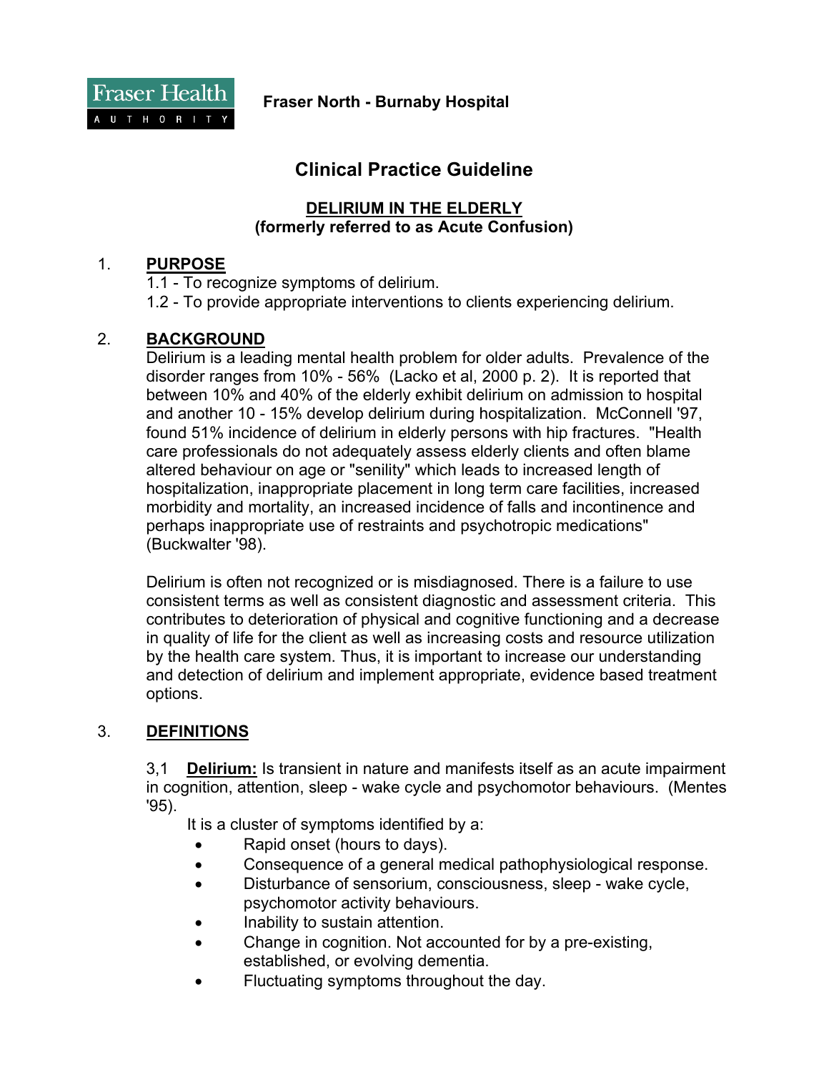Fraser Health Authority

**Fraser North - Burnaby Hospital**

# Clinical Practice Guideline

## DELIRIUM IN THE ELDERLY
## (formerly referred to as Acute Confusion)

1. **PURPOSE**

   1.1 - To recognize symptoms of delirium.

   1.2 - To provide appropriate interventions to clients experiencing delirium.

2. **BACKGROUND**

   Delirium is a leading mental health problem for older adults. Prevalence of the disorder ranges from 10% - 56% (Lacko et al, 2000 p. 2). It is reported that between 10% and 40% of the elderly exhibit delirium on admission to hospital and another 10 - 15% develop delirium during hospitalization. McConnell '97, found 51% incidence of delirium in elderly persons with hip fractures. "Health care professionals do not adequately assess elderly clients and often blame altered behaviour on age or "senility" which leads to increased length of hospitalization, inappropriate placement in long term care facilities, increased morbidity and mortality, an increased incidence of falls and incontinence and perhaps inappropriate use of restraints and psychotropic medications" (Buckwalter '98).

   Delirium is often not recognized or is misdiagnosed. There is a failure to use consistent terms as well as consistent diagnostic and assessment criteria. This contributes to deterioration of physical and cognitive functioning and a decrease in quality of life for the client as well as increasing costs and resource utilization by the health care system. Thus, it is important to increase our understanding and detection of delirium and implement appropriate, evidence based treatment options.

3. **DEFINITIONS**

   3,1 **Delirium:** Is transient in nature and manifests itself as an acute impairment in cognition, attention, sleep - wake cycle and psychomotor behaviours. (Mentes '95).

   It is a cluster of symptoms identified by a:

   - Rapid onset (hours to days).
   - Consequence of a general medical pathophysiological response.
   - Disturbance of sensorium, consciousness, sleep - wake cycle, psychomotor activity behaviours.
   - Inability to sustain attention.
   - Change in cognition. Not accounted for by a pre-existing, established, or evolving dementia.
   - Fluctuating symptoms throughout the day.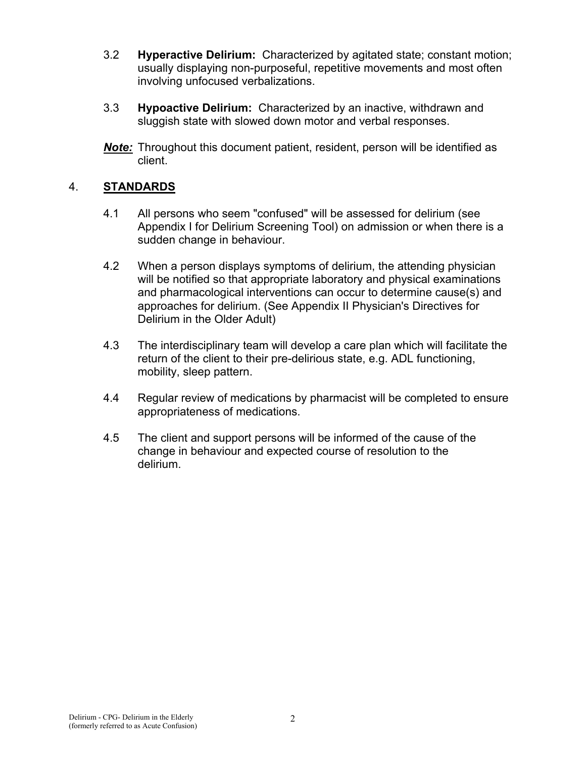3.2 **Hyperactive Delirium:** Characterized by agitated state; constant motion; usually displaying non-purposeful, repetitive movements and most often involving unfocused verbalizations.

3.3 **Hypoactive Delirium:** Characterized by an inactive, withdrawn and sluggish state with slowed down motor and verbal responses.

***Note:*** Throughout this document patient, resident, person will be identified as client.

## 4. STANDARDS

4.1 All persons who seem "confused" will be assessed for delirium (see Appendix I for Delirium Screening Tool) on admission or when there is a sudden change in behaviour.

4.2 When a person displays symptoms of delirium, the attending physician will be notified so that appropriate laboratory and physical examinations and pharmacological interventions can occur to determine cause(s) and approaches for delirium. (See Appendix II Physician's Directives for Delirium in the Older Adult)

4.3 The interdisciplinary team will develop a care plan which will facilitate the return of the client to their pre-delirious state, e.g. ADL functioning, mobility, sleep pattern.

4.4 Regular review of medications by pharmacist will be completed to ensure appropriateness of medications.

4.5 The client and support persons will be informed of the cause of the change in behaviour and expected course of resolution to the delirium.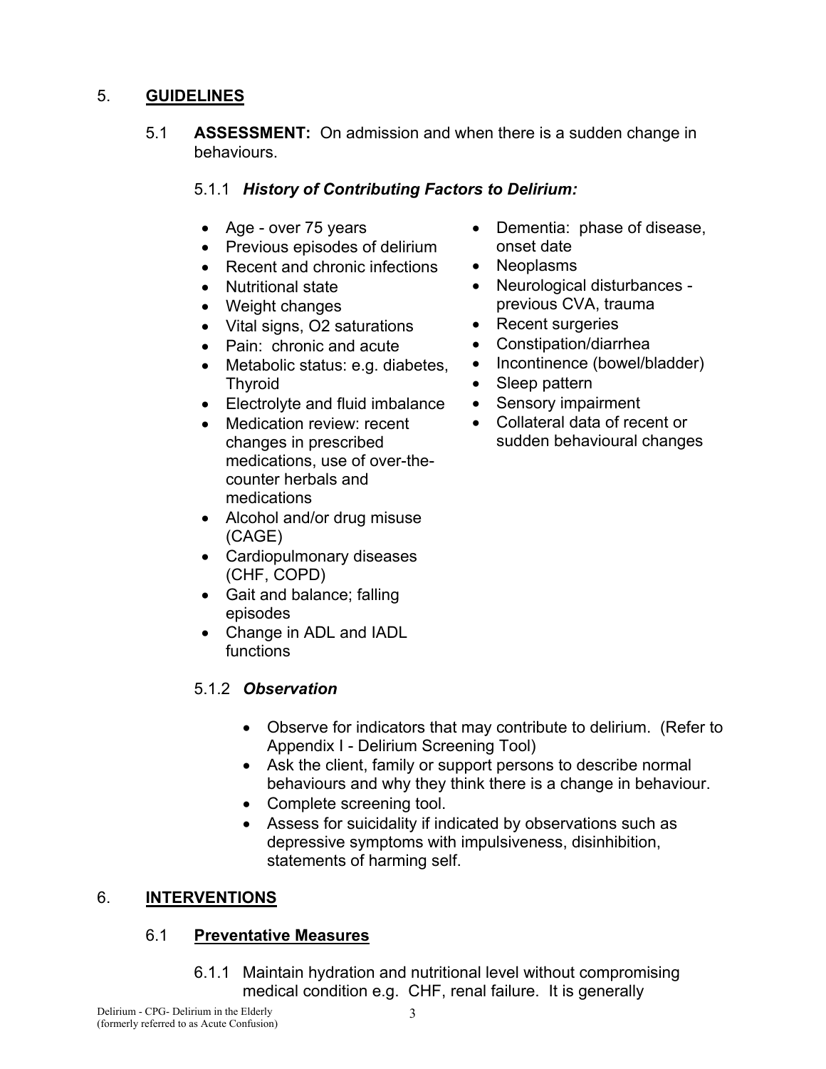## 5. GUIDELINES

### 5.1 **ASSESSMENT:** On admission and when there is a sudden change in behaviours.

#### 5.1.1 ***History of Contributing Factors to Delirium:***

- Age - over 75 years
- Previous episodes of delirium
- Recent and chronic infections
- Nutritional state
- Weight changes
- Vital signs, O2 saturations
- Pain: chronic and acute
- Metabolic status: e.g. diabetes, Thyroid
- Electrolyte and fluid imbalance
- Medication review: recent changes in prescribed medications, use of over-the-counter herbals and medications
- Alcohol and/or drug misuse (CAGE)
- Cardiopulmonary diseases (CHF, COPD)
- Gait and balance; falling episodes
- Change in ADL and IADL functions
- Dementia: phase of disease, onset date
- Neoplasms
- Neurological disturbances - previous CVA, trauma
- Recent surgeries
- Constipation/diarrhea
- Incontinence (bowel/bladder)
- Sleep pattern
- Sensory impairment
- Collateral data of recent or sudden behavioural changes

#### 5.1.2 ***Observation***

- Observe for indicators that may contribute to delirium. (Refer to Appendix I - Delirium Screening Tool)
- Ask the client, family or support persons to describe normal behaviours and why they think there is a change in behaviour.
- Complete screening tool.
- Assess for suicidality if indicated by observations such as depressive symptoms with impulsiveness, disinhibition, statements of harming self.

## 6. INTERVENTIONS

### 6.1 Preventative Measures

6.1.1 Maintain hydration and nutritional level without compromising medical condition e.g. CHF, renal failure. It is generally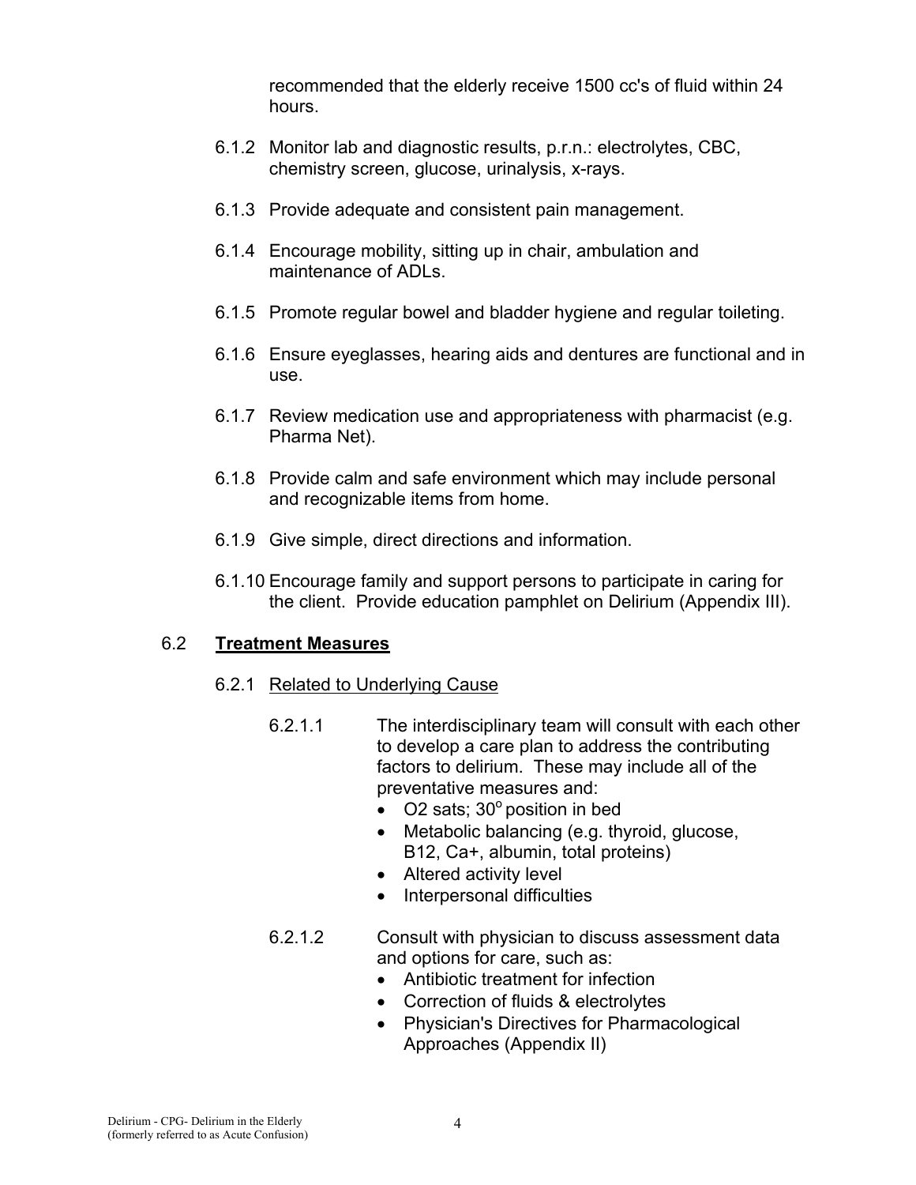recommended that the elderly receive 1500 cc's of fluid within 24 hours.

6.1.2 Monitor lab and diagnostic results, p.r.n.: electrolytes, CBC, chemistry screen, glucose, urinalysis, x-rays.

6.1.3 Provide adequate and consistent pain management.

6.1.4 Encourage mobility, sitting up in chair, ambulation and maintenance of ADLs.

6.1.5 Promote regular bowel and bladder hygiene and regular toileting.

6.1.6 Ensure eyeglasses, hearing aids and dentures are functional and in use.

6.1.7 Review medication use and appropriateness with pharmacist (e.g. Pharma Net).

6.1.8 Provide calm and safe environment which may include personal and recognizable items from home.

6.1.9 Give simple, direct directions and information.

6.1.10 Encourage family and support persons to participate in caring for the client. Provide education pamphlet on Delirium (Appendix III).

## 6.2 **Treatment Measures**

6.2.1 Related to Underlying Cause

6.2.1.1 The interdisciplinary team will consult with each other to develop a care plan to address the contributing factors to delirium. These may include all of the preventative measures and:

- O2 sats; 30° position in bed
- Metabolic balancing (e.g. thyroid, glucose, B12, Ca+, albumin, total proteins)
- Altered activity level
- Interpersonal difficulties

6.2.1.2 Consult with physician to discuss assessment data and options for care, such as:

- Antibiotic treatment for infection
- Correction of fluids & electrolytes
- Physician's Directives for Pharmacological Approaches (Appendix II)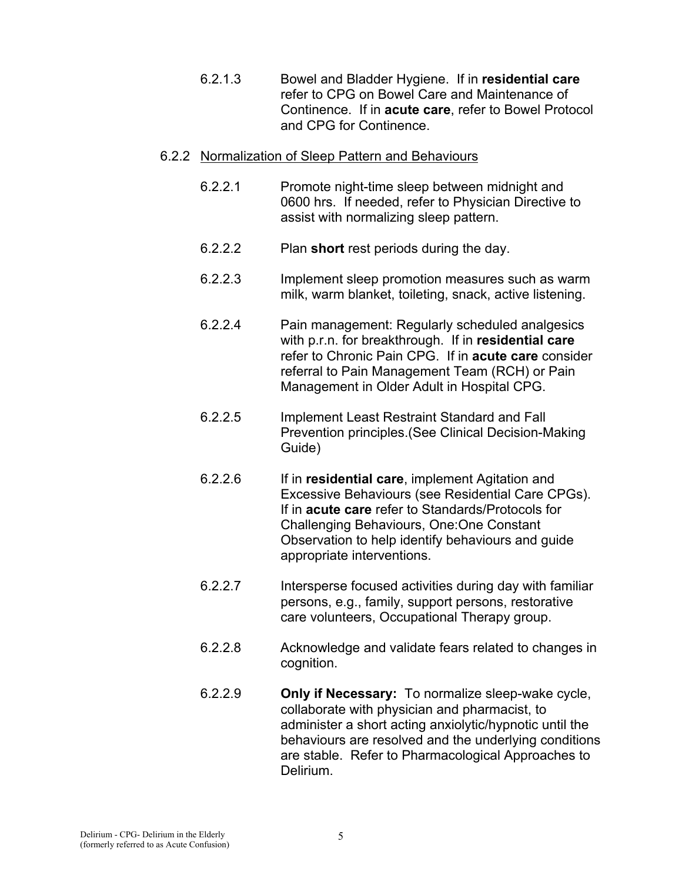6.2.1.3 Bowel and Bladder Hygiene. If in **residential care** refer to CPG on Bowel Care and Maintenance of Continence. If in **acute care**, refer to Bowel Protocol and CPG for Continence.

6.2.2 <u>Normalization of Sleep Pattern and Behaviours</u>

6.2.2.1 Promote night-time sleep between midnight and 0600 hrs. If needed, refer to Physician Directive to assist with normalizing sleep pattern.

6.2.2.2 Plan **short** rest periods during the day.

6.2.2.3 Implement sleep promotion measures such as warm milk, warm blanket, toileting, snack, active listening.

6.2.2.4 Pain management: Regularly scheduled analgesics with p.r.n. for breakthrough. If in **residential care** refer to Chronic Pain CPG. If in **acute care** consider referral to Pain Management Team (RCH) or Pain Management in Older Adult in Hospital CPG.

6.2.2.5 Implement Least Restraint Standard and Fall Prevention principles.(See Clinical Decision-Making Guide)

6.2.2.6 If in **residential care**, implement Agitation and Excessive Behaviours (see Residential Care CPGs). If in **acute care** refer to Standards/Protocols for Challenging Behaviours, One:One Constant Observation to help identify behaviours and guide appropriate interventions.

6.2.2.7 Intersperse focused activities during day with familiar persons, e.g., family, support persons, restorative care volunteers, Occupational Therapy group.

6.2.2.8 Acknowledge and validate fears related to changes in cognition.

6.2.2.9 **Only if Necessary:** To normalize sleep-wake cycle, collaborate with physician and pharmacist, to administer a short acting anxiolytic/hypnotic until the behaviours are resolved and the underlying conditions are stable. Refer to Pharmacological Approaches to Delirium.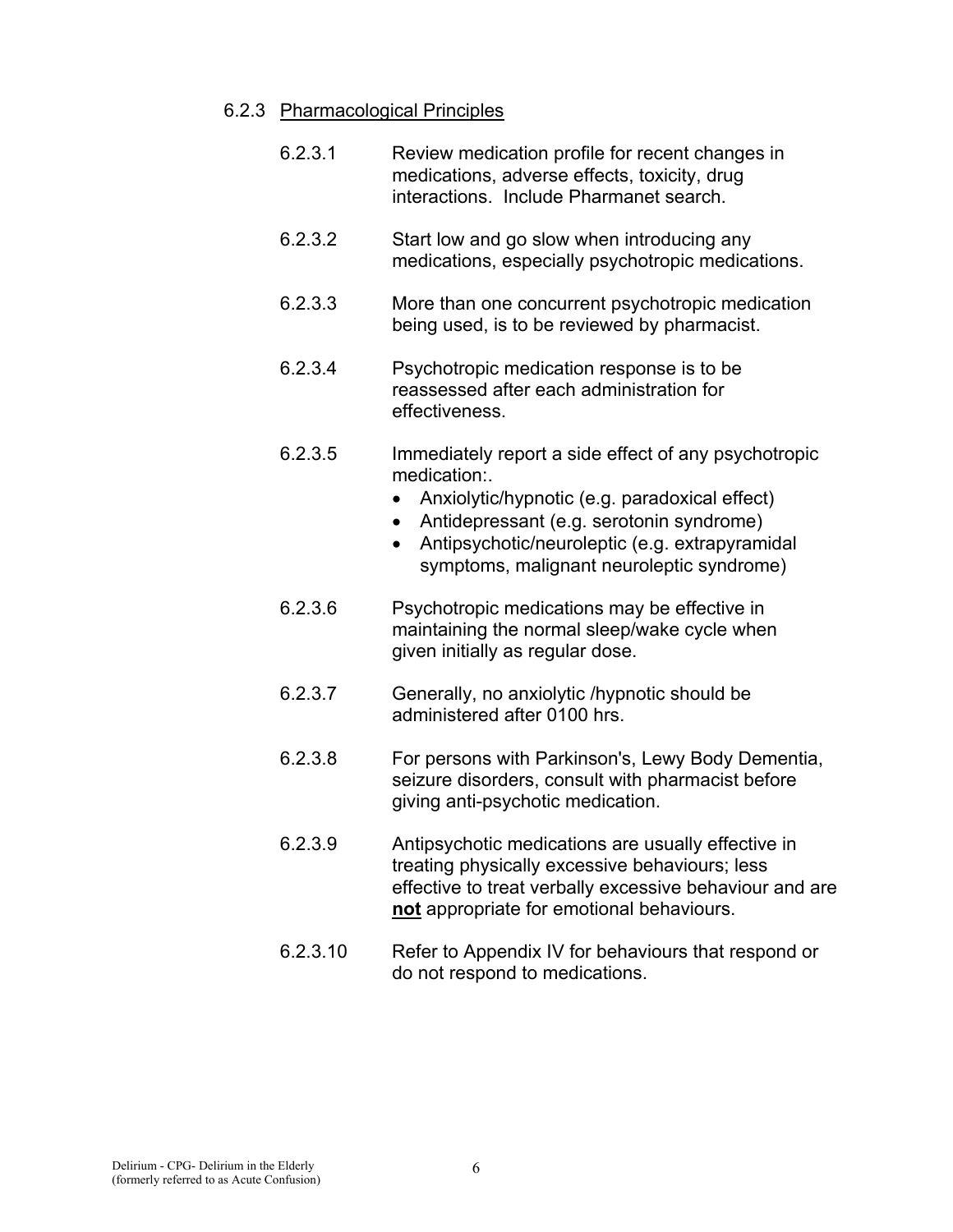### 6.2.3 Pharmacological Principles

6.2.3.1 Review medication profile for recent changes in medications, adverse effects, toxicity, drug interactions. Include Pharmanet search.

6.2.3.2 Start low and go slow when introducing any medications, especially psychotropic medications.

6.2.3.3 More than one concurrent psychotropic medication being used, is to be reviewed by pharmacist.

6.2.3.4 Psychotropic medication response is to be reassessed after each administration for effectiveness.

6.2.3.5 Immediately report a side effect of any psychotropic medication:.

- Anxiolytic/hypnotic (e.g. paradoxical effect)
- Antidepressant (e.g. serotonin syndrome)
- Antipsychotic/neuroleptic (e.g. extrapyramidal symptoms, malignant neuroleptic syndrome)

6.2.3.6 Psychotropic medications may be effective in maintaining the normal sleep/wake cycle when given initially as regular dose.

6.2.3.7 Generally, no anxiolytic /hypnotic should be administered after 0100 hrs.

6.2.3.8 For persons with Parkinson's, Lewy Body Dementia, seizure disorders, consult with pharmacist before giving anti-psychotic medication.

6.2.3.9 Antipsychotic medications are usually effective in treating physically excessive behaviours; less effective to treat verbally excessive behaviour and are **not** appropriate for emotional behaviours.

6.2.3.10 Refer to Appendix IV for behaviours that respond or do not respond to medications.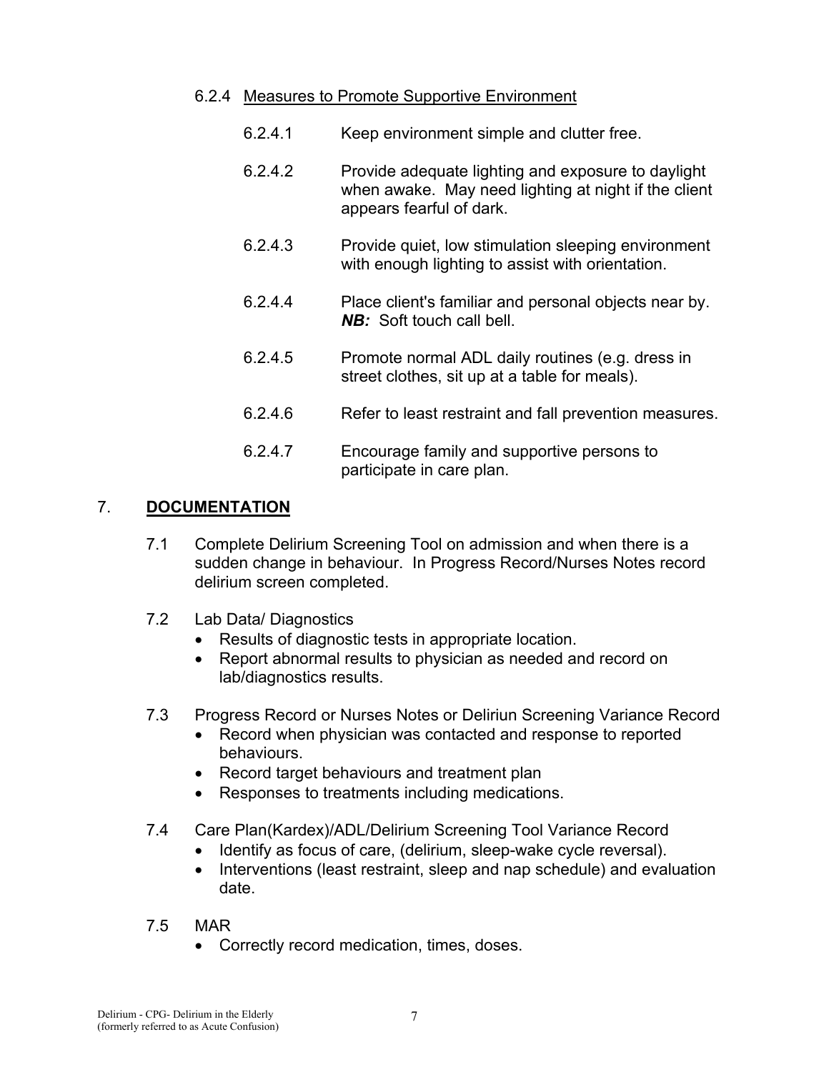#### 6.2.4 Measures to Promote Supportive Environment

- 6.2.4.1 Keep environment simple and clutter free.
- 6.2.4.2 Provide adequate lighting and exposure to daylight when awake. May need lighting at night if the client appears fearful of dark.
- 6.2.4.3 Provide quiet, low stimulation sleeping environment with enough lighting to assist with orientation.
- 6.2.4.4 Place client's familiar and personal objects near by. ***NB:*** Soft touch call bell.
- 6.2.4.5 Promote normal ADL daily routines (e.g. dress in street clothes, sit up at a table for meals).
- 6.2.4.6 Refer to least restraint and fall prevention measures.
- 6.2.4.7 Encourage family and supportive persons to participate in care plan.

## 7. DOCUMENTATION

7.1 Complete Delirium Screening Tool on admission and when there is a sudden change in behaviour. In Progress Record/Nurses Notes record delirium screen completed.

7.2 Lab Data/ Diagnostics

- Results of diagnostic tests in appropriate location.
- Report abnormal results to physician as needed and record on lab/diagnostics results.

7.3 Progress Record or Nurses Notes or Deliriun Screening Variance Record

- Record when physician was contacted and response to reported behaviours.
- Record target behaviours and treatment plan
- Responses to treatments including medications.

7.4 Care Plan(Kardex)/ADL/Delirium Screening Tool Variance Record

- Identify as focus of care, (delirium, sleep-wake cycle reversal).
- Interventions (least restraint, sleep and nap schedule) and evaluation date.

7.5 MAR

- Correctly record medication, times, doses.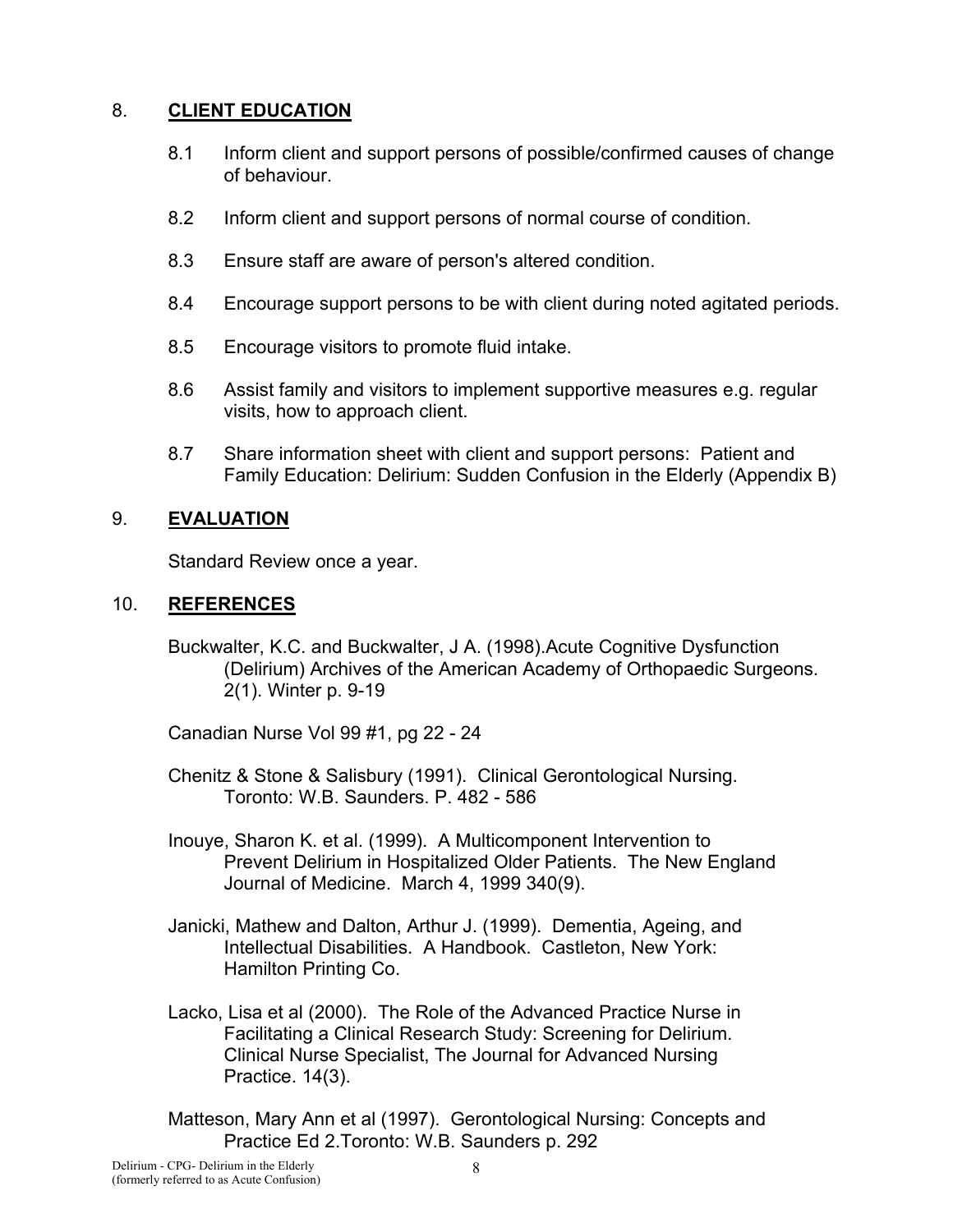## 8. CLIENT EDUCATION

8.1 Inform client and support persons of possible/confirmed causes of change of behaviour.

8.2 Inform client and support persons of normal course of condition.

8.3 Ensure staff are aware of person's altered condition.

8.4 Encourage support persons to be with client during noted agitated periods.

8.5 Encourage visitors to promote fluid intake.

8.6 Assist family and visitors to implement supportive measures e.g. regular visits, how to approach client.

8.7 Share information sheet with client and support persons: Patient and Family Education: Delirium: Sudden Confusion in the Elderly (Appendix B)

## 9. EVALUATION

Standard Review once a year.

## 10. REFERENCES

Buckwalter, K.C. and Buckwalter, J A. (1998).Acute Cognitive Dysfunction (Delirium) Archives of the American Academy of Orthopaedic Surgeons. 2(1). Winter p. 9-19

Canadian Nurse Vol 99 #1, pg 22 - 24

Chenitz & Stone & Salisbury (1991). Clinical Gerontological Nursing. Toronto: W.B. Saunders. P. 482 - 586

Inouye, Sharon K. et al. (1999). A Multicomponent Intervention to Prevent Delirium in Hospitalized Older Patients. The New England Journal of Medicine. March 4, 1999 340(9).

Janicki, Mathew and Dalton, Arthur J. (1999). Dementia, Ageing, and Intellectual Disabilities. A Handbook. Castleton, New York: Hamilton Printing Co.

Lacko, Lisa et al (2000). The Role of the Advanced Practice Nurse in Facilitating a Clinical Research Study: Screening for Delirium. Clinical Nurse Specialist, The Journal for Advanced Nursing Practice. 14(3).

Matteson, Mary Ann et al (1997). Gerontological Nursing: Concepts and Practice Ed 2.Toronto: W.B. Saunders p. 292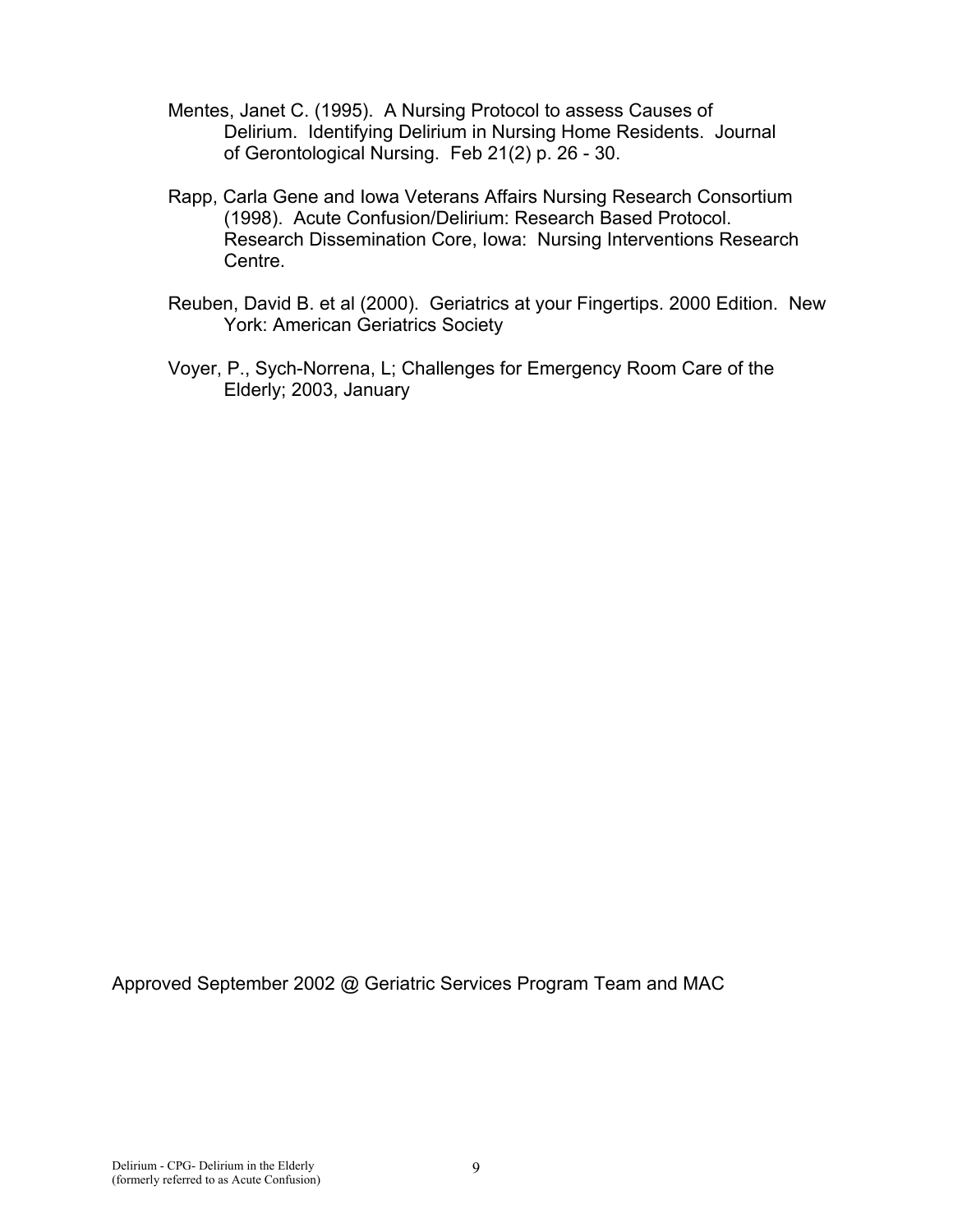Mentes, Janet C. (1995). A Nursing Protocol to assess Causes of Delirium. Identifying Delirium in Nursing Home Residents. Journal of Gerontological Nursing. Feb 21(2) p. 26 - 30.

Rapp, Carla Gene and Iowa Veterans Affairs Nursing Research Consortium (1998). Acute Confusion/Delirium: Research Based Protocol. Research Dissemination Core, Iowa: Nursing Interventions Research Centre.

Reuben, David B. et al (2000). Geriatrics at your Fingertips. 2000 Edition. New York: American Geriatrics Society

Voyer, P., Sych-Norrena, L; Challenges for Emergency Room Care of the Elderly; 2003, January

Approved September 2002 @ Geriatric Services Program Team and MAC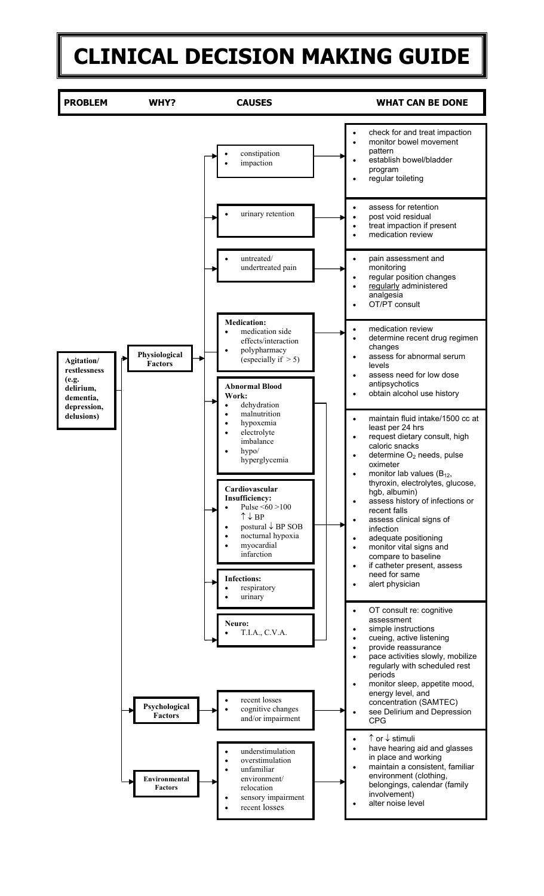# CLINICAL DECISION MAKING GUIDE

| PROBLEM | WHY? | CAUSES | WHAT CAN BE DONE |
|---|---|---|---|
| Agitation/ restlessness (e.g. delirium, dementia, depression, delusions) | Physiological Factors | • constipation<br>• impaction | • check for and treat impaction<br>• monitor bowel movement pattern<br>• establish bowel/bladder program<br>• regular toileting |
| | | • urinary retention | • assess for retention<br>• post void residual<br>• treat impaction if present<br>• medication review |
| | | • untreated/ undertreated pain | • pain assessment and monitoring<br>• regular position changes<br>• regularly administered analgesia<br>• OT/PT consult |
| | | **Medication:**<br>• medication side effects/interaction<br>• polypharmacy (especially if > 5) | • medication review<br>• determine recent drug regimen changes<br>• assess for abnormal serum levels<br>• assess need for low dose antipsychotics<br>• obtain alcohol use history |
| | | **Abnormal Blood Work:**<br>• dehydration<br>• malnutrition<br>• hypoxemia<br>• electrolyte imbalance<br>• hypo/ hyperglycemia<br><br>**Cardiovascular Insufficiency:**<br>• Pulse <60 >100 ↑↓ BP<br>• postural ↓ BP SOB<br>• nocturnal hypoxia<br>• myocardial infarction<br><br>**Infections:**<br>• respiratory<br>• urinary<br><br>**Neuro:**<br>• T.I.A., C.V.A. | • maintain fluid intake/1500 cc at least per 24 hrs<br>• request dietary consult, high caloric snacks<br>• determine $O_2$ needs, pulse oximeter<br>• monitor lab values ($B_{12}$, thyroxin, electrolytes, glucose, hgb, albumin)<br>• assess history of infections or recent falls<br>• assess clinical signs of infection<br>• adequate positioning<br>• monitor vital signs and compare to baseline<br>• if catheter present, assess need for same<br>• alert physician |
| | Psychological Factors | • recent losses<br>• cognitive changes and/or impairment | • OT consult re: cognitive assessment<br>• simple instructions<br>• cueing, active listening<br>• provide reassurance<br>• pace activities slowly, mobilize regularly with scheduled rest periods<br>• monitor sleep, appetite mood, energy level, and concentration (SAMTEC)<br>• see Delirium and Depression CPG |
| | Environmental Factors | • understimulation<br>• overstimulation<br>• unfamiliar environment/ relocation<br>• sensory impairment<br>• recent losses | • ↑ or ↓ stimuli<br>• have hearing aid and glasses in place and working<br>• maintain a consistent, familiar environment (clothing, belongings, calendar (family involvement)<br>• alter noise level |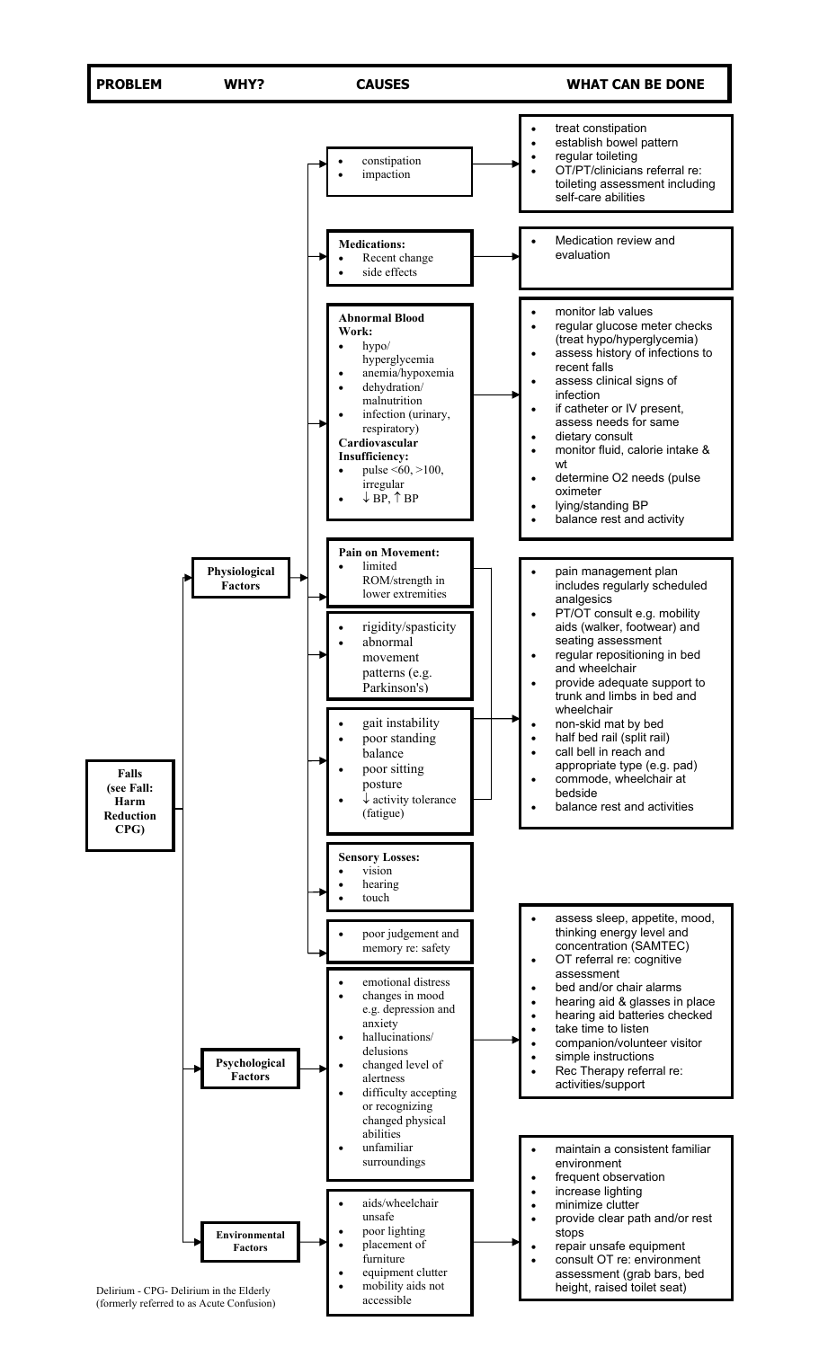| PROBLEM | WHY? | CAUSES | WHAT CAN BE DONE |
|---|---|---|---|
| Falls (see Fall: Harm Reduction CPG) | Physiological Factors | • constipation<br>• impaction | • treat constipation<br>• establish bowel pattern<br>• regular toileting<br>• OT/PT/clinicians referral re: toileting assessment including self-care abilities |
| | | **Medications:**<br>• Recent change<br>• side effects | • Medication review and evaluation |
| | | **Abnormal Blood Work:**<br>• hypo/ hyperglycemia<br>• anemia/hypoxemia<br>• dehydration/ malnutrition<br>• infection (urinary, respiratory)<br>**Cardiovascular Insufficiency:**<br>• pulse <60, >100, irregular<br>• ↓ BP, ↑ BP | • monitor lab values<br>• regular glucose meter checks (treat hypo/hyperglycemia)<br>• assess history of infections to recent falls<br>• assess clinical signs of infection<br>• if catheter or IV present, assess needs for same<br>• dietary consult<br>• monitor fluid, calorie intake & wt<br>• determine O2 needs (pulse oximeter<br>• lying/standing BP<br>• balance rest and activity |
| | | **Pain on Movement:**<br>• limited ROM/strength in lower extremities<br><br>• rigidity/spasticity<br>• abnormal movement patterns (e.g. Parkinson's)<br><br>• gait instability<br>• poor standing balance<br>• poor sitting posture<br>• ↓ activity tolerance (fatigue) | • pain management plan includes regularly scheduled analgesics<br>• PT/OT consult e.g. mobility aids (walker, footwear) and seating assessment<br>• regular repositioning in bed and wheelchair<br>• provide adequate support to trunk and limbs in bed and wheelchair<br>• non-skid mat by bed<br>• half bed rail (split rail)<br>• call bell in reach and appropriate type (e.g. pad)<br>• commode, wheelchair at bedside<br>• balance rest and activities |
| | | **Sensory Losses:**<br>• vision<br>• hearing<br>• touch<br><br>• poor judgement and memory re: safety | • assess sleep, appetite, mood, thinking energy level and concentration (SAMTEC)<br>• OT referral re: cognitive assessment<br>• bed and/or chair alarms<br>• hearing aid & glasses in place<br>• hearing aid batteries checked<br>• take time to listen<br>• companion/volunteer visitor<br>• simple instructions<br>• Rec Therapy referral re: activities/support |
| | Psychological Factors | • emotional distress<br>• changes in mood e.g. depression and anxiety<br>• hallucinations/ delusions<br>• changed level of alertness<br>• difficulty accepting or recognizing changed physical abilities<br>• unfamiliar surroundings | |
| | Environmental Factors | • aids/wheelchair unsafe<br>• poor lighting<br>• placement of furniture<br>• equipment clutter<br>• mobility aids not accessible | • maintain a consistent familiar environment<br>• frequent observation<br>• increase lighting<br>• minimize clutter<br>• provide clear path and/or rest stops<br>• repair unsafe equipment<br>• consult OT re: environment assessment (grab bars, bed height, raised toilet seat) |

Delirium - CPG- Delirium in the Elderly (formerly referred to as Acute Confusion)